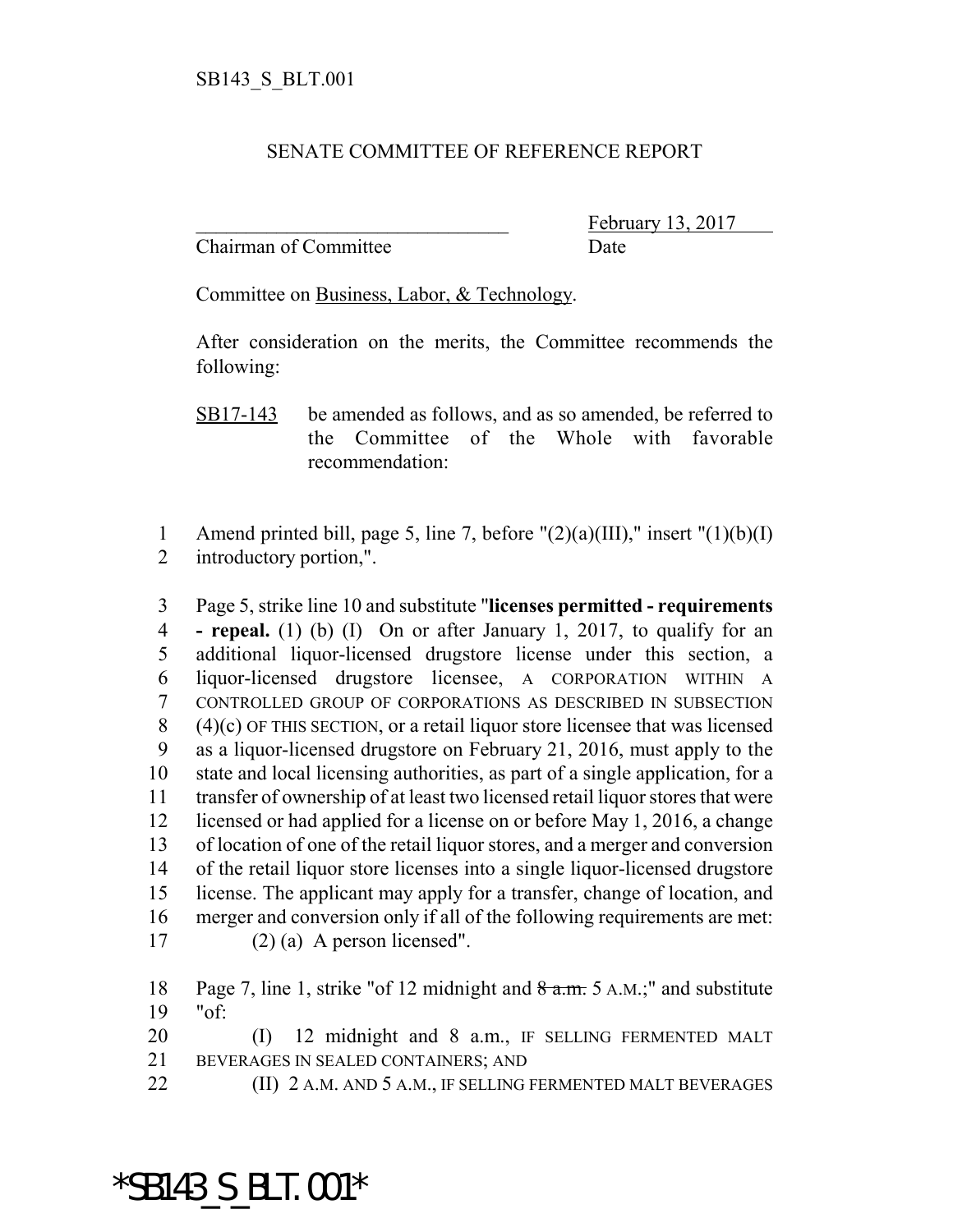SB143_S_BLT.001

SENATE COMMITTEE OF REFERENCE REPORT

________________________________ February 13, 2017
Chairman of Committee Date

Committee on Business, Labor, & Technology.

After consideration on the merits, the Committee recommends the following:

SB17-143 be amended as follows, and as so amended, be referred to the Committee of the Whole with favorable recommendation:

1 Amend printed bill, page 5, line 7, before "(2)(a)(III)," insert "(1)(b)(I)
2 introductory portion,".

3 Page 5, strike line 10 and substitute "**licenses permitted - requirements**
4 **- repeal.** (1) (b) (I) On or after January 1, 2017, to qualify for an
5 additional liquor-licensed drugstore license under this section, a
6 liquor-licensed drugstore licensee, A CORPORATION WITHIN A
7 CONTROLLED GROUP OF CORPORATIONS AS DESCRIBED IN SUBSECTION
8 (4)(c) OF THIS SECTION, or a retail liquor store licensee that was licensed
9 as a liquor-licensed drugstore on February 21, 2016, must apply to the
10 state and local licensing authorities, as part of a single application, for a
11 transfer of ownership of at least two licensed retail liquor stores that were
12 licensed or had applied for a license on or before May 1, 2016, a change
13 of location of one of the retail liquor stores, and a merger and conversion
14 of the retail liquor store licenses into a single liquor-licensed drugstore
15 license. The applicant may apply for a transfer, change of location, and
16 merger and conversion only if all of the following requirements are met:
17 (2) (a) A person licensed".

18 Page 7, line 1, strike "of 12 midnight and ~~8 a.m.~~ 5 A.M.;" and substitute
19 "of:
20 (I) 12 midnight and 8 a.m., IF SELLING FERMENTED MALT
21 BEVERAGES IN SEALED CONTAINERS; AND
22 (II) 2 A.M. AND 5 A.M., IF SELLING FERMENTED MALT BEVERAGES

*SB143_S_BLT.001*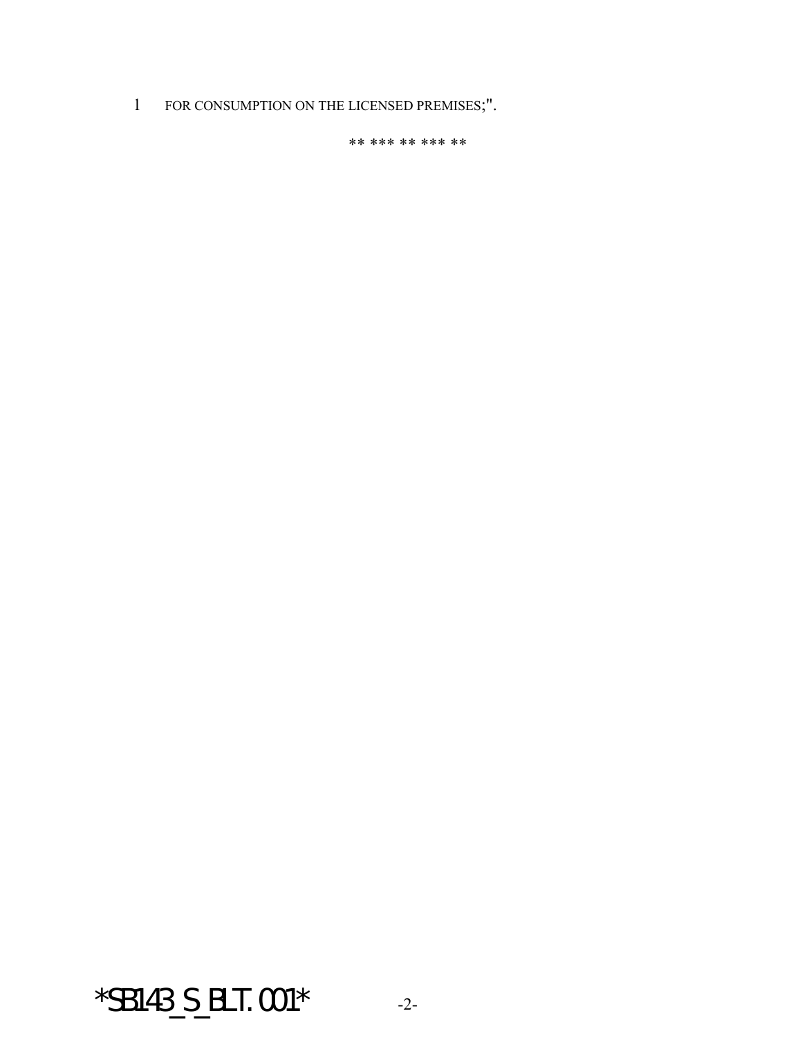1 FOR CONSUMPTION ON THE LICENSED PREMISES;".

** *** ** *** **

*SB143_S_BLT.001*